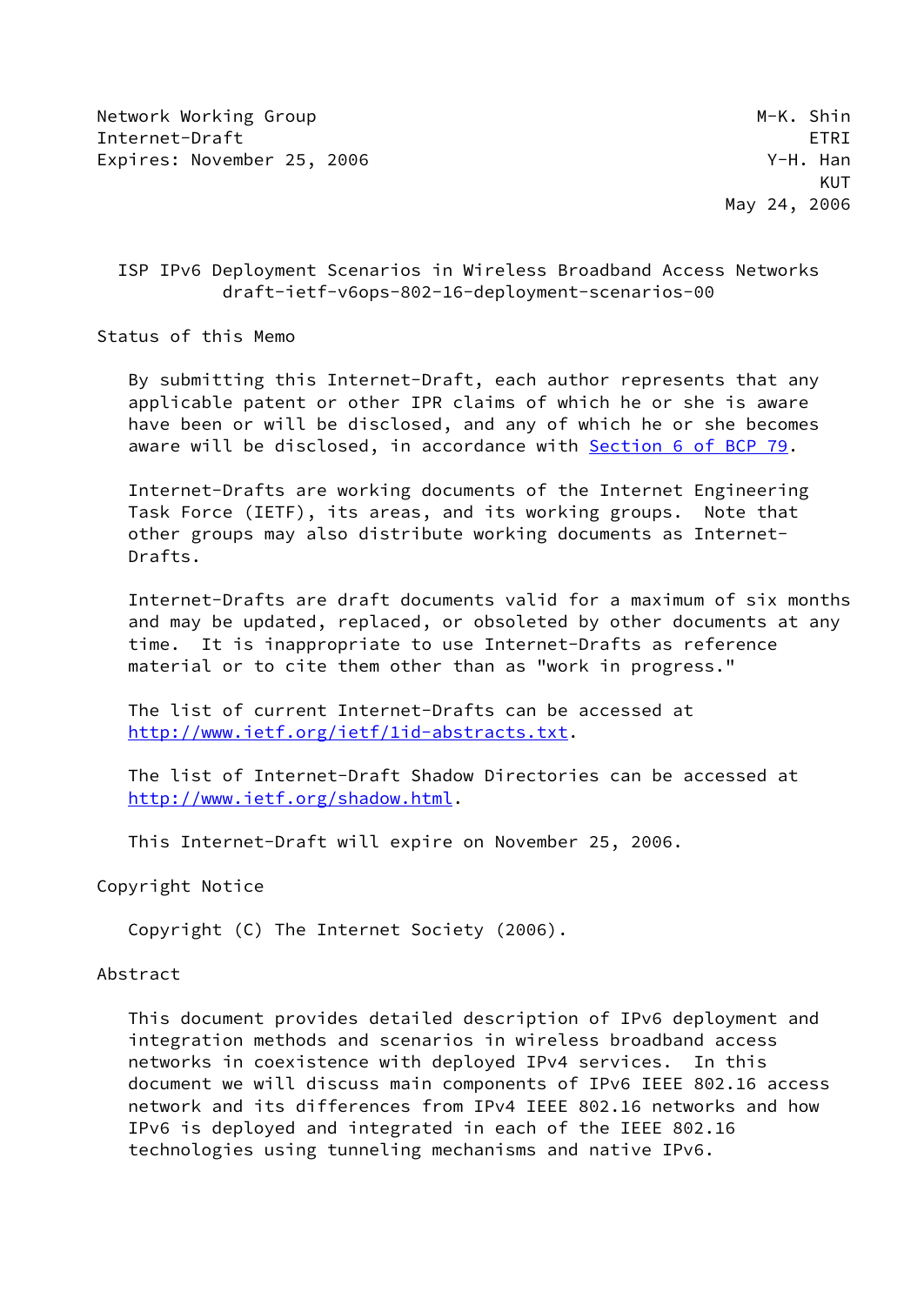Network Working Group M-K. Shin
Internet-Draft ETRI
Expires: November 25, 2006 Y-H. Han
KUT
May 24, 2006

# ISP IPv6 Deployment Scenarios in Wireless Broadband Access Networks
draft-ietf-v6ops-802-16-deployment-scenarios-00

## Status of this Memo

By submitting this Internet-Draft, each author represents that any applicable patent or other IPR claims of which he or she is aware have been or will be disclosed, and any of which he or she becomes aware will be disclosed, in accordance with Section 6 of BCP 79.

Internet-Drafts are working documents of the Internet Engineering Task Force (IETF), its areas, and its working groups. Note that other groups may also distribute working documents as Internet-Drafts.

Internet-Drafts are draft documents valid for a maximum of six months and may be updated, replaced, or obsoleted by other documents at any time. It is inappropriate to use Internet-Drafts as reference material or to cite them other than as "work in progress."

The list of current Internet-Drafts can be accessed at http://www.ietf.org/ietf/1id-abstracts.txt.

The list of Internet-Draft Shadow Directories can be accessed at http://www.ietf.org/shadow.html.

This Internet-Draft will expire on November 25, 2006.

## Copyright Notice

Copyright (C) The Internet Society (2006).

## Abstract

This document provides detailed description of IPv6 deployment and integration methods and scenarios in wireless broadband access networks in coexistence with deployed IPv4 services. In this document we will discuss main components of IPv6 IEEE 802.16 access network and its differences from IPv4 IEEE 802.16 networks and how IPv6 is deployed and integrated in each of the IEEE 802.16 technologies using tunneling mechanisms and native IPv6.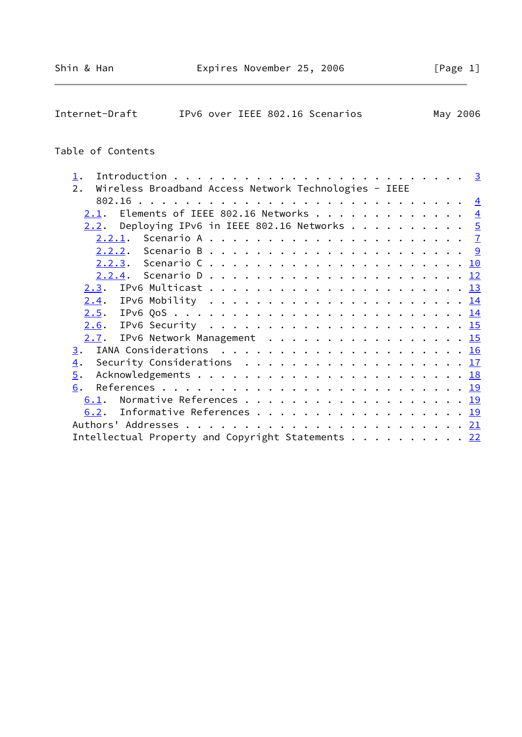Table of Contents

```
   1.  Introduction . . . . . . . . . . . . . . . . . . . . . . . .  3
   2.  Wireless Broadband Access Network Technologies - IEEE
       802.16 . . . . . . . . . . . . . . . . . . . . . . . . . . .  4
     2.1.  Elements of IEEE 802.16 Networks . . . . . . . . . . . . .  4
     2.2.  Deploying IPv6 in IEEE 802.16 Networks . . . . . . . . . .  5
       2.2.1.  Scenario A . . . . . . . . . . . . . . . . . . . . . .  7
       2.2.2.  Scenario B . . . . . . . . . . . . . . . . . . . . . .  9
       2.2.3.  Scenario C . . . . . . . . . . . . . . . . . . . . . . 10
       2.2.4.  Scenario D . . . . . . . . . . . . . . . . . . . . . . 12
     2.3.  IPv6 Multicast . . . . . . . . . . . . . . . . . . . . . . 13
     2.4.  IPv6 Mobility  . . . . . . . . . . . . . . . . . . . . . . 14
     2.5.  IPv6 QoS . . . . . . . . . . . . . . . . . . . . . . . . . 14
     2.6.  IPv6 Security  . . . . . . . . . . . . . . . . . . . . . . 15
     2.7.  IPv6 Network Management  . . . . . . . . . . . . . . . . . 15
   3.  IANA Considerations  . . . . . . . . . . . . . . . . . . . . . 16
   4.  Security Considerations  . . . . . . . . . . . . . . . . . . . 17
   5.  Acknowledgements . . . . . . . . . . . . . . . . . . . . . . . 18
   6.  References . . . . . . . . . . . . . . . . . . . . . . . . . . 19
     6.1.  Normative References . . . . . . . . . . . . . . . . . . . 19
     6.2.  Informative References . . . . . . . . . . . . . . . . . . 19
   Authors' Addresses . . . . . . . . . . . . . . . . . . . . . . . . 21
   Intellectual Property and Copyright Statements . . . . . . . . . . 22
```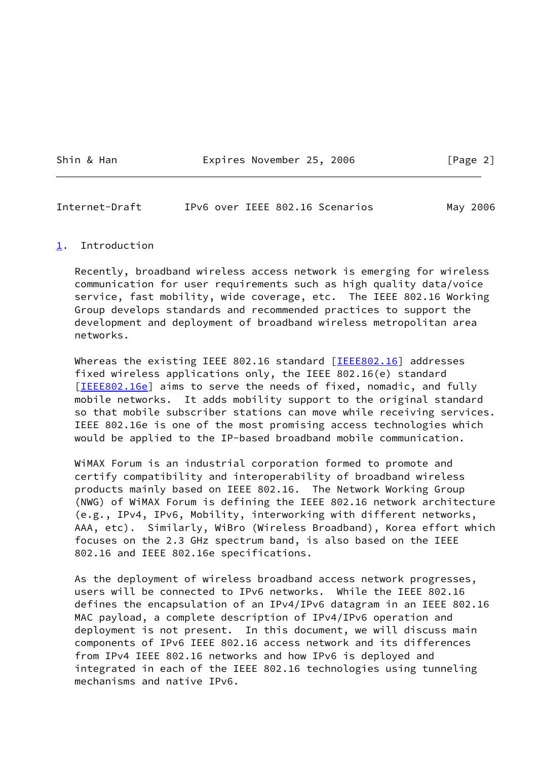## 1. Introduction

Recently, broadband wireless access network is emerging for wireless communication for user requirements such as high quality data/voice service, fast mobility, wide coverage, etc. The IEEE 802.16 Working Group develops standards and recommended practices to support the development and deployment of broadband wireless metropolitan area networks.

Whereas the existing IEEE 802.16 standard [IEEE802.16] addresses fixed wireless applications only, the IEEE 802.16(e) standard [IEEE802.16e] aims to serve the needs of fixed, nomadic, and fully mobile networks. It adds mobility support to the original standard so that mobile subscriber stations can move while receiving services. IEEE 802.16e is one of the most promising access technologies which would be applied to the IP-based broadband mobile communication.

WiMAX Forum is an industrial corporation formed to promote and certify compatibility and interoperability of broadband wireless products mainly based on IEEE 802.16. The Network Working Group (NWG) of WiMAX Forum is defining the IEEE 802.16 network architecture (e.g., IPv4, IPv6, Mobility, interworking with different networks, AAA, etc). Similarly, WiBro (Wireless Broadband), Korea effort which focuses on the 2.3 GHz spectrum band, is also based on the IEEE 802.16 and IEEE 802.16e specifications.

As the deployment of wireless broadband access network progresses, users will be connected to IPv6 networks. While the IEEE 802.16 defines the encapsulation of an IPv4/IPv6 datagram in an IEEE 802.16 MAC payload, a complete description of IPv4/IPv6 operation and deployment is not present. In this document, we will discuss main components of IPv6 IEEE 802.16 access network and its differences from IPv4 IEEE 802.16 networks and how IPv6 is deployed and integrated in each of the IEEE 802.16 technologies using tunneling mechanisms and native IPv6.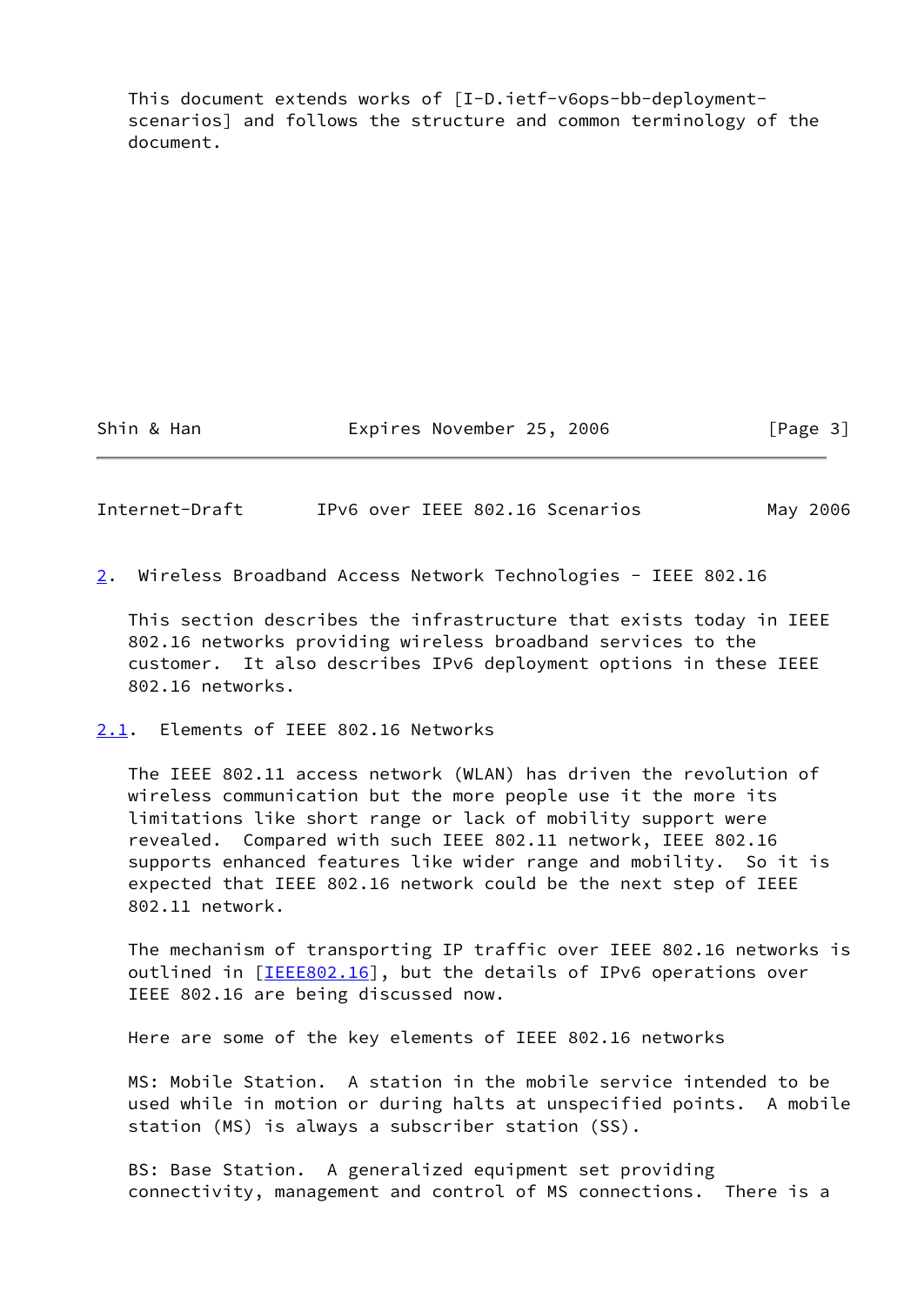This document extends works of [I-D.ietf-v6ops-bb-deployment-scenarios] and follows the structure and common terminology of the document.

## 2. Wireless Broadband Access Network Technologies - IEEE 802.16

This section describes the infrastructure that exists today in IEEE 802.16 networks providing wireless broadband services to the customer. It also describes IPv6 deployment options in these IEEE 802.16 networks.

### 2.1. Elements of IEEE 802.16 Networks

The IEEE 802.11 access network (WLAN) has driven the revolution of wireless communication but the more people use it the more its limitations like short range or lack of mobility support were revealed. Compared with such IEEE 802.11 network, IEEE 802.16 supports enhanced features like wider range and mobility. So it is expected that IEEE 802.16 network could be the next step of IEEE 802.11 network.

The mechanism of transporting IP traffic over IEEE 802.16 networks is outlined in [IEEE802.16], but the details of IPv6 operations over IEEE 802.16 are being discussed now.

Here are some of the key elements of IEEE 802.16 networks

MS: Mobile Station. A station in the mobile service intended to be used while in motion or during halts at unspecified points. A mobile station (MS) is always a subscriber station (SS).

BS: Base Station. A generalized equipment set providing connectivity, management and control of MS connections. There is a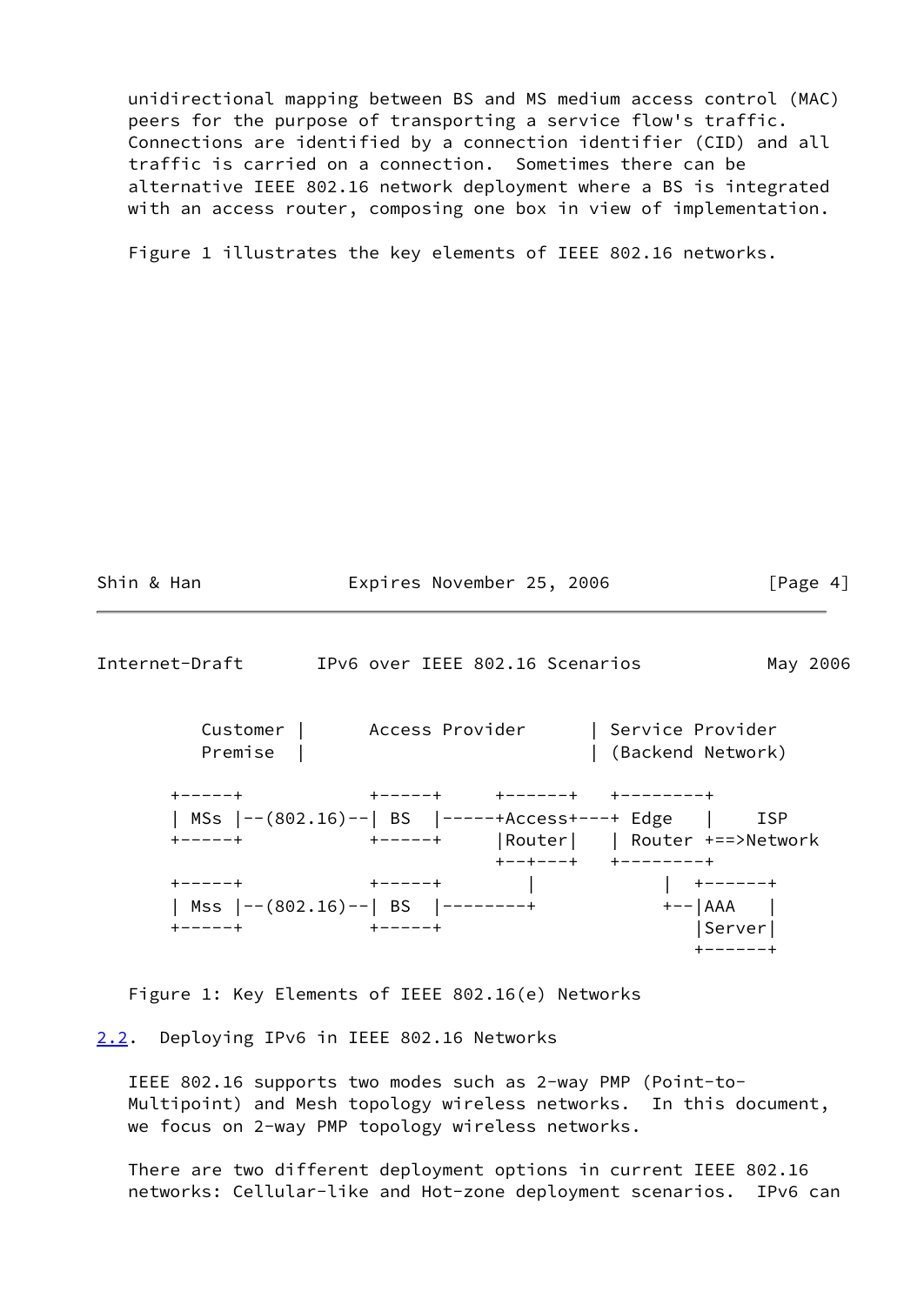unidirectional mapping between BS and MS medium access control (MAC) peers for the purpose of transporting a service flow's traffic. Connections are identified by a connection identifier (CID) and all traffic is carried on a connection. Sometimes there can be alternative IEEE 802.16 network deployment where a BS is integrated with an access router, composing one box in view of implementation.

Figure 1 illustrates the key elements of IEEE 802.16 networks.

```
         Customer |      Access Provider      | Service Provider
         Premise  |                           | (Backend Network)

      +-----+           +-----+     +------+   +---------+
      | MSs |--(802.16)--| BS  |-----+Access+---+ Edge    |     ISP
      +-----+           +-----+     |Router|   | Router +==>Network
                                    +--+---+   +---------+
      +-----+           +-----+        |            |  +------+
      | Mss |--(802.16)--| BS  |--------+            +--|AAA    |
      +-----+           +-----+                        |Server|
                                                       +------+
```

Figure 1: Key Elements of IEEE 802.16(e) Networks

## 2.2. Deploying IPv6 in IEEE 802.16 Networks

IEEE 802.16 supports two modes such as 2-way PMP (Point-to-Multipoint) and Mesh topology wireless networks. In this document, we focus on 2-way PMP topology wireless networks.

There are two different deployment options in current IEEE 802.16 networks: Cellular-like and Hot-zone deployment scenarios. IPv6 can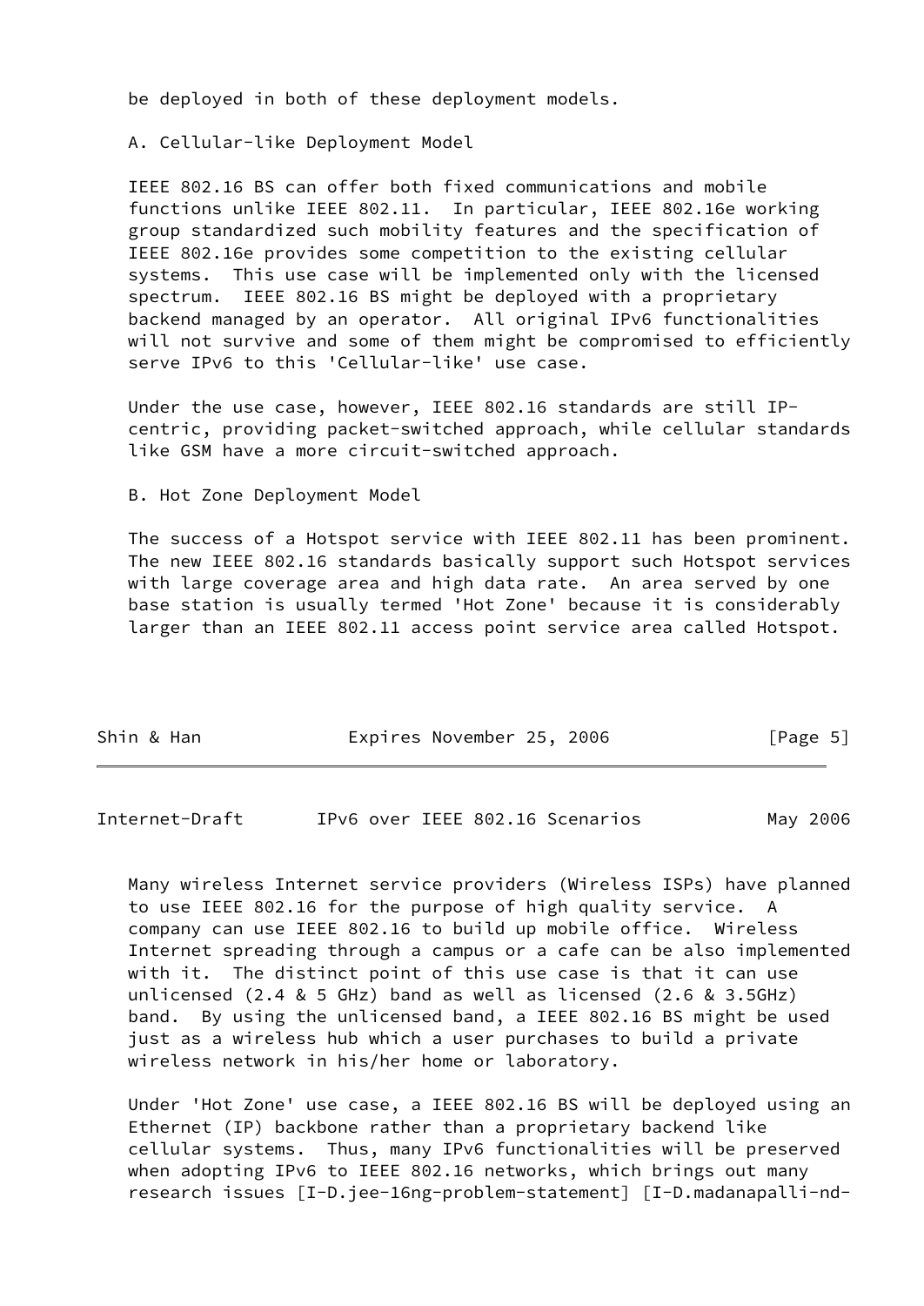be deployed in both of these deployment models.

A. Cellular-like Deployment Model

IEEE 802.16 BS can offer both fixed communications and mobile functions unlike IEEE 802.11. In particular, IEEE 802.16e working group standardized such mobility features and the specification of IEEE 802.16e provides some competition to the existing cellular systems. This use case will be implemented only with the licensed spectrum. IEEE 802.16 BS might be deployed with a proprietary backend managed by an operator. All original IPv6 functionalities will not survive and some of them might be compromised to efficiently serve IPv6 to this 'Cellular-like' use case.

Under the use case, however, IEEE 802.16 standards are still IP-centric, providing packet-switched approach, while cellular standards like GSM have a more circuit-switched approach.

B. Hot Zone Deployment Model

The success of a Hotspot service with IEEE 802.11 has been prominent. The new IEEE 802.16 standards basically support such Hotspot services with large coverage area and high data rate. An area served by one base station is usually termed 'Hot Zone' because it is considerably larger than an IEEE 802.11 access point service area called Hotspot.

Many wireless Internet service providers (Wireless ISPs) have planned to use IEEE 802.16 for the purpose of high quality service. A company can use IEEE 802.16 to build up mobile office. Wireless Internet spreading through a campus or a cafe can be also implemented with it. The distinct point of this use case is that it can use unlicensed (2.4 & 5 GHz) band as well as licensed (2.6 & 3.5GHz) band. By using the unlicensed band, a IEEE 802.16 BS might be used just as a wireless hub which a user purchases to build a private wireless network in his/her home or laboratory.

Under 'Hot Zone' use case, a IEEE 802.16 BS will be deployed using an Ethernet (IP) backbone rather than a proprietary backend like cellular systems. Thus, many IPv6 functionalities will be preserved when adopting IPv6 to IEEE 802.16 networks, which brings out many research issues [I-D.jee-16ng-problem-statement] [I-D.madanapalli-nd-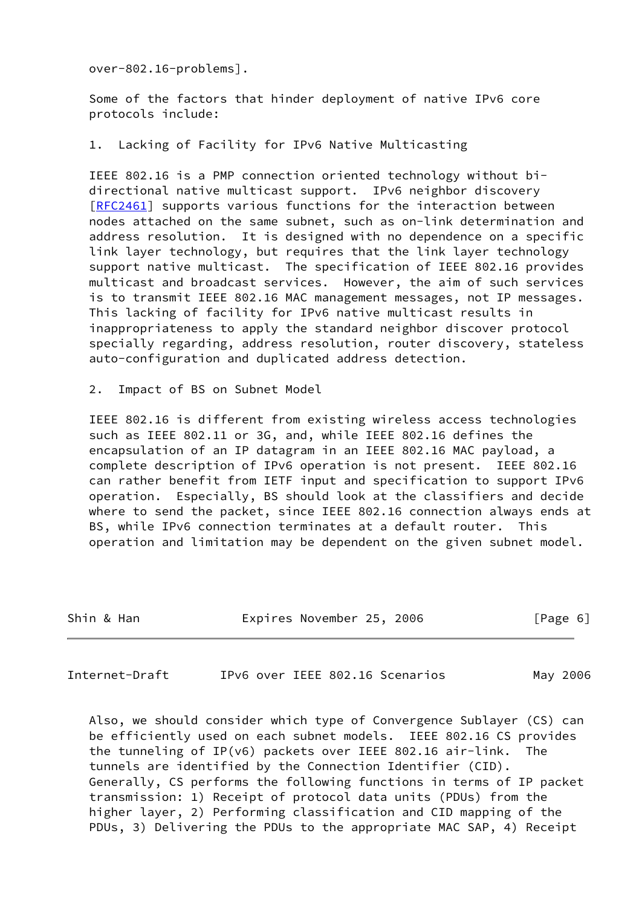over-802.16-problems].

Some of the factors that hinder deployment of native IPv6 core protocols include:

1. Lacking of Facility for IPv6 Native Multicasting

IEEE 802.16 is a PMP connection oriented technology without bi-directional native multicast support. IPv6 neighbor discovery [RFC2461] supports various functions for the interaction between nodes attached on the same subnet, such as on-link determination and address resolution. It is designed with no dependence on a specific link layer technology, but requires that the link layer technology support native multicast. The specification of IEEE 802.16 provides multicast and broadcast services. However, the aim of such services is to transmit IEEE 802.16 MAC management messages, not IP messages. This lacking of facility for IPv6 native multicast results in inappropriateness to apply the standard neighbor discover protocol specially regarding, address resolution, router discovery, stateless auto-configuration and duplicated address detection.

2. Impact of BS on Subnet Model

IEEE 802.16 is different from existing wireless access technologies such as IEEE 802.11 or 3G, and, while IEEE 802.16 defines the encapsulation of an IP datagram in an IEEE 802.16 MAC payload, a complete description of IPv6 operation is not present. IEEE 802.16 can rather benefit from IETF input and specification to support IPv6 operation. Especially, BS should look at the classifiers and decide where to send the packet, since IEEE 802.16 connection always ends at BS, while IPv6 connection terminates at a default router. This operation and limitation may be dependent on the given subnet model.

Also, we should consider which type of Convergence Sublayer (CS) can be efficiently used on each subnet models. IEEE 802.16 CS provides the tunneling of IP(v6) packets over IEEE 802.16 air-link. The tunnels are identified by the Connection Identifier (CID). Generally, CS performs the following functions in terms of IP packet transmission: 1) Receipt of protocol data units (PDUs) from the higher layer, 2) Performing classification and CID mapping of the PDUs, 3) Delivering the PDUs to the appropriate MAC SAP, 4) Receipt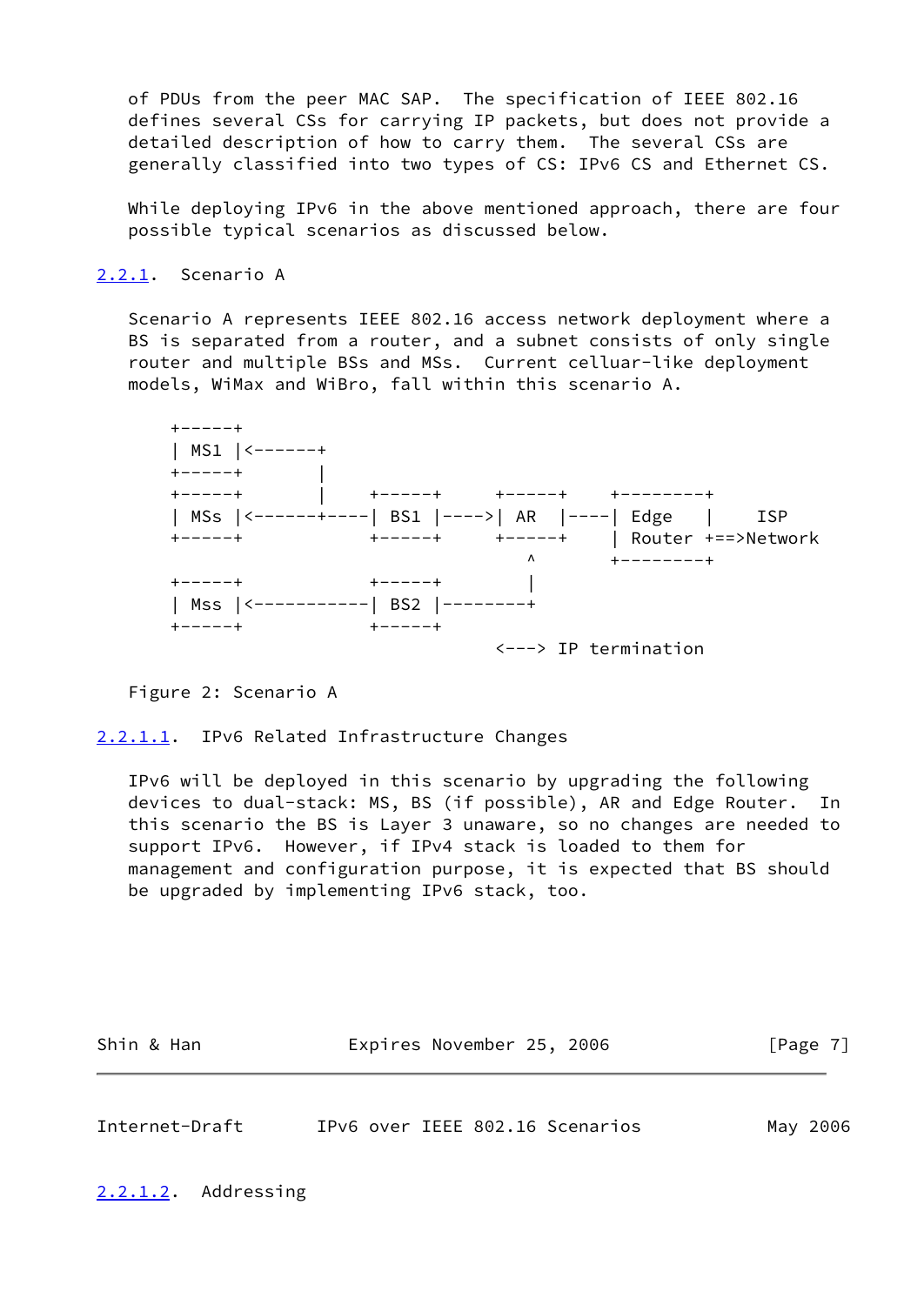of PDUs from the peer MAC SAP. The specification of IEEE 802.16 defines several CSs for carrying IP packets, but does not provide a detailed description of how to carry them. The several CSs are generally classified into two types of CS: IPv6 CS and Ethernet CS.

While deploying IPv6 in the above mentioned approach, there are four possible typical scenarios as discussed below.

### 2.2.1. Scenario A

Scenario A represents IEEE 802.16 access network deployment where a BS is separated from a router, and a subnet consists of only single router and multiple BSs and MSs. Current celluar-like deployment models, WiMax and WiBro, fall within this scenario A.

```
    +-----+
    | MS1 |<------+
    +-----+       |
    +-----+       |     +-----+     +-----+    +---------+
    | MSs |<------+----| BS1 |---->| AR  |----| Edge    |    ISP
    +-----+             +-----+     +-----+    | Router +==>Network
                                       ^        +---------+
    +-----+             +-----+        |
    | Mss |<-----------| BS2 |--------+
    +-----+             +-----+
                                    <---> IP termination
```

Figure 2: Scenario A

#### 2.2.1.1. IPv6 Related Infrastructure Changes

IPv6 will be deployed in this scenario by upgrading the following devices to dual-stack: MS, BS (if possible), AR and Edge Router. In this scenario the BS is Layer 3 unaware, so no changes are needed to support IPv6. However, if IPv4 stack is loaded to them for management and configuration purpose, it is expected that BS should be upgraded by implementing IPv6 stack, too.

#### 2.2.1.2. Addressing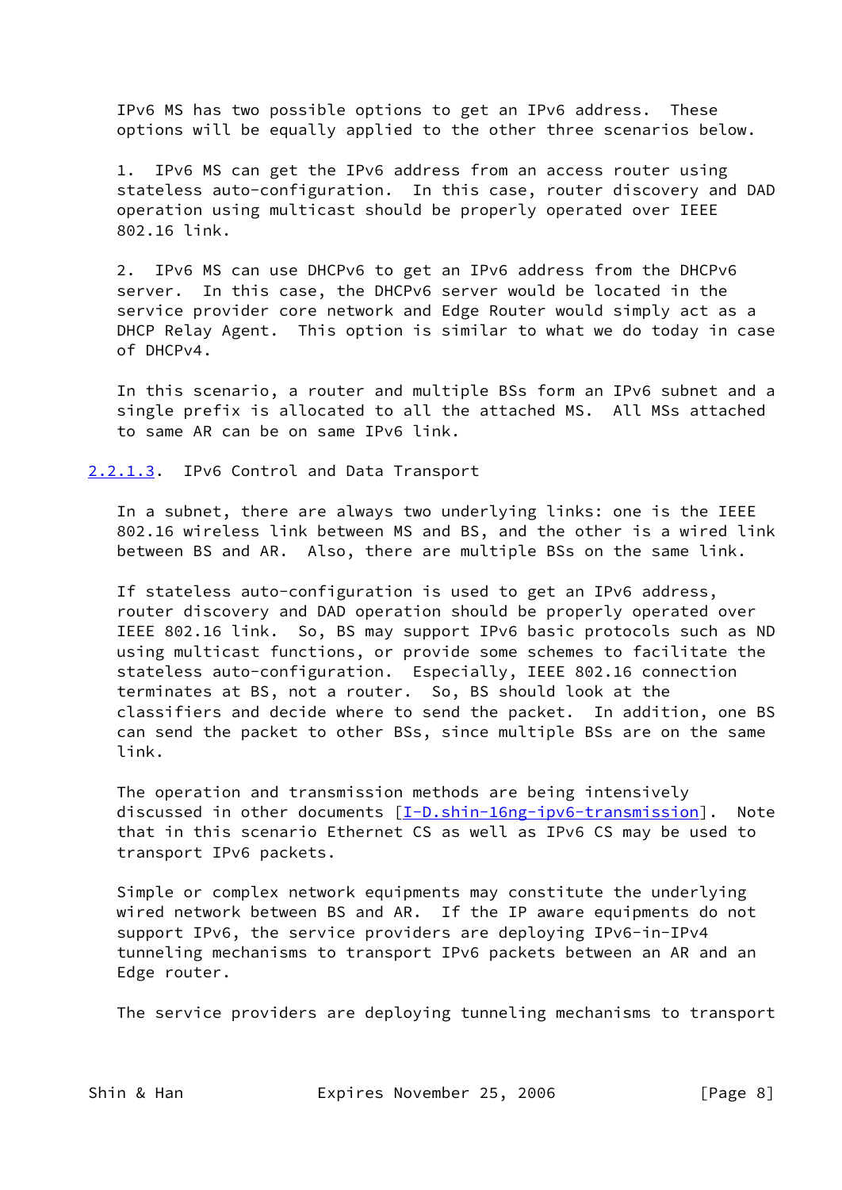IPv6 MS has two possible options to get an IPv6 address. These options will be equally applied to the other three scenarios below.

1. IPv6 MS can get the IPv6 address from an access router using stateless auto-configuration. In this case, router discovery and DAD operation using multicast should be properly operated over IEEE 802.16 link.

2. IPv6 MS can use DHCPv6 to get an IPv6 address from the DHCPv6 server. In this case, the DHCPv6 server would be located in the service provider core network and Edge Router would simply act as a DHCP Relay Agent. This option is similar to what we do today in case of DHCPv4.

In this scenario, a router and multiple BSs form an IPv6 subnet and a single prefix is allocated to all the attached MS. All MSs attached to same AR can be on same IPv6 link.

#### 2.2.1.3. IPv6 Control and Data Transport

In a subnet, there are always two underlying links: one is the IEEE 802.16 wireless link between MS and BS, and the other is a wired link between BS and AR. Also, there are multiple BSs on the same link.

If stateless auto-configuration is used to get an IPv6 address, router discovery and DAD operation should be properly operated over IEEE 802.16 link. So, BS may support IPv6 basic protocols such as ND using multicast functions, or provide some schemes to facilitate the stateless auto-configuration. Especially, IEEE 802.16 connection terminates at BS, not a router. So, BS should look at the classifiers and decide where to send the packet. In addition, one BS can send the packet to other BSs, since multiple BSs are on the same link.

The operation and transmission methods are being intensively discussed in other documents [I-D.shin-16ng-ipv6-transmission]. Note that in this scenario Ethernet CS as well as IPv6 CS may be used to transport IPv6 packets.

Simple or complex network equipments may constitute the underlying wired network between BS and AR. If the IP aware equipments do not support IPv6, the service providers are deploying IPv6-in-IPv4 tunneling mechanisms to transport IPv6 packets between an AR and an Edge router.

The service providers are deploying tunneling mechanisms to transport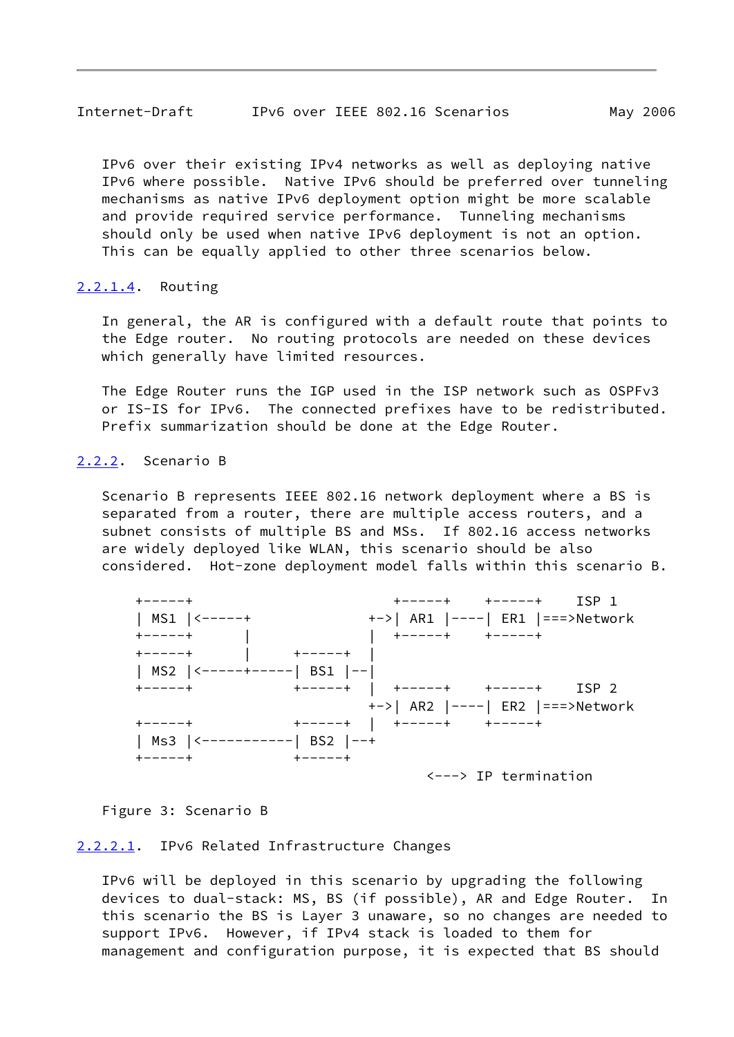IPv6 over their existing IPv4 networks as well as deploying native IPv6 where possible. Native IPv6 should be preferred over tunneling mechanisms as native IPv6 deployment option might be more scalable and provide required service performance. Tunneling mechanisms should only be used when native IPv6 deployment is not an option. This can be equally applied to other three scenarios below.

#### 2.2.1.4. Routing

In general, the AR is configured with a default route that points to the Edge router. No routing protocols are needed on these devices which generally have limited resources.

The Edge Router runs the IGP used in the ISP network such as OSPFv3 or IS-IS for IPv6. The connected prefixes have to be redistributed. Prefix summarization should be done at the Edge Router.

### 2.2.2. Scenario B

Scenario B represents IEEE 802.16 network deployment where a BS is separated from a router, there are multiple access routers, and a subnet consists of multiple BS and MSs. If 802.16 access networks are widely deployed like WLAN, this scenario should be also considered. Hot-zone deployment model falls within this scenario B.

```
+-----+                         +-----+    +-----+    ISP 1
| MS1 |<-----+               +->| AR1 |----| ER1 |===>Network
+-----+      |               |  +-----+    +-----+
+-----+      |      +-----+  |
| MS2 |<-----+-----| BS1 |--|
+-----+             +-----+  |  +-----+    +-----+    ISP 2
                             +->| AR2 |----| ER2 |===>Network
+-----+             +-----+  |  +-----+    +-----+
| Ms3 |<-----------| BS2 |--+
+-----+             +-----+
                                      <---> IP termination
```

Figure 3: Scenario B

#### 2.2.2.1. IPv6 Related Infrastructure Changes

IPv6 will be deployed in this scenario by upgrading the following devices to dual-stack: MS, BS (if possible), AR and Edge Router. In this scenario the BS is Layer 3 unaware, so no changes are needed to support IPv6. However, if IPv4 stack is loaded to them for management and configuration purpose, it is expected that BS should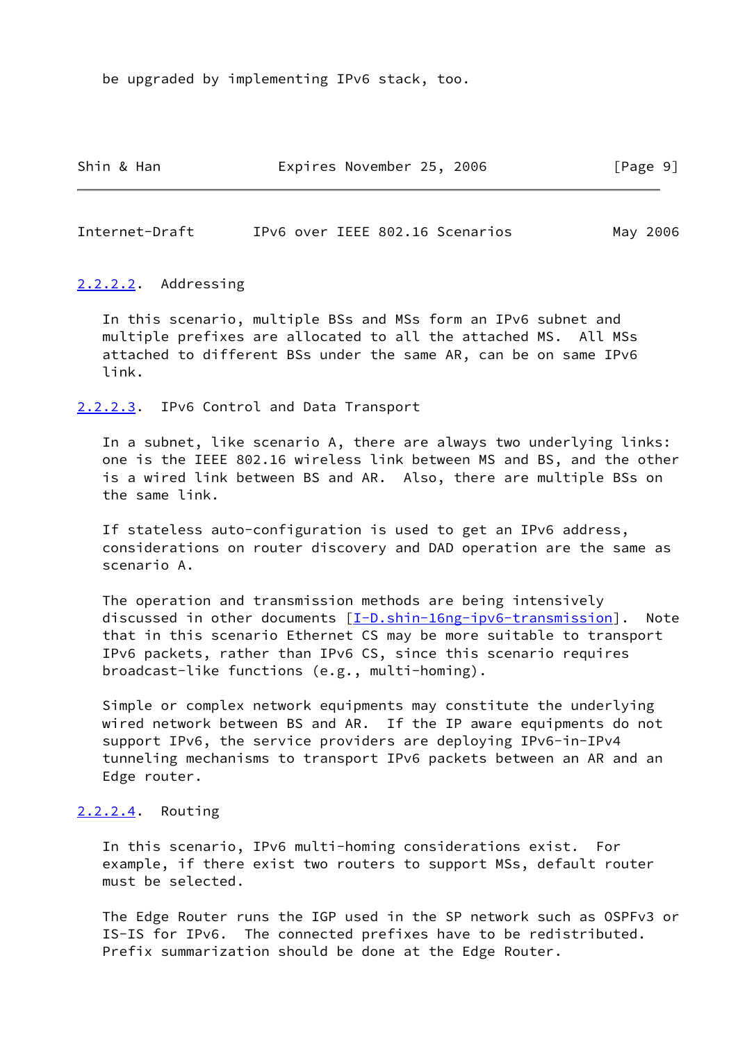be upgraded by implementing IPv6 stack, too.

#### 2.2.2.2. Addressing

In this scenario, multiple BSs and MSs form an IPv6 subnet and multiple prefixes are allocated to all the attached MS. All MSs attached to different BSs under the same AR, can be on same IPv6 link.

#### 2.2.2.3. IPv6 Control and Data Transport

In a subnet, like scenario A, there are always two underlying links: one is the IEEE 802.16 wireless link between MS and BS, and the other is a wired link between BS and AR. Also, there are multiple BSs on the same link.

If stateless auto-configuration is used to get an IPv6 address, considerations on router discovery and DAD operation are the same as scenario A.

The operation and transmission methods are being intensively discussed in other documents [I-D.shin-16ng-ipv6-transmission]. Note that in this scenario Ethernet CS may be more suitable to transport IPv6 packets, rather than IPv6 CS, since this scenario requires broadcast-like functions (e.g., multi-homing).

Simple or complex network equipments may constitute the underlying wired network between BS and AR. If the IP aware equipments do not support IPv6, the service providers are deploying IPv6-in-IPv4 tunneling mechanisms to transport IPv6 packets between an AR and an Edge router.

#### 2.2.2.4. Routing

In this scenario, IPv6 multi-homing considerations exist. For example, if there exist two routers to support MSs, default router must be selected.

The Edge Router runs the IGP used in the SP network such as OSPFv3 or IS-IS for IPv6. The connected prefixes have to be redistributed. Prefix summarization should be done at the Edge Router.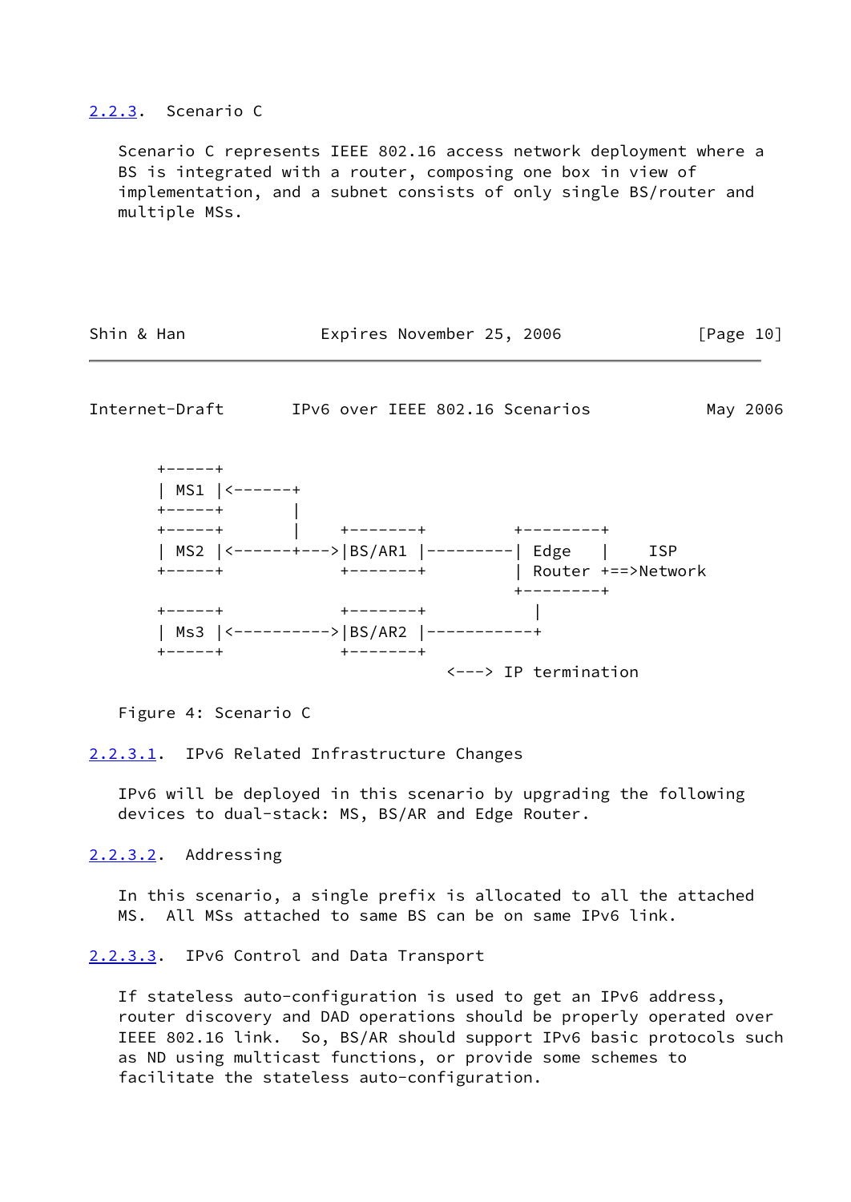### 2.2.3. Scenario C

Scenario C represents IEEE 802.16 access network deployment where a BS is integrated with a router, composing one box in view of implementation, and a subnet consists of only single BS/router and multiple MSs.

```
    +-----+
    | MS1 |<------+
    +-----+       |
    +-----+       |     +-------+         +--------+
    | MS2 |<------+--->|BS/AR1 |---------| Edge   |     ISP
    +-----+             +-------+         | Router +==>Network
                                          +--------+
    +-----+             +-------+            |
    | Ms3 |<---------->|BS/AR2 |-----------+
    +-----+             +-------+
                                    <---> IP termination
```

Figure 4: Scenario C

#### 2.2.3.1. IPv6 Related Infrastructure Changes

IPv6 will be deployed in this scenario by upgrading the following devices to dual-stack: MS, BS/AR and Edge Router.

#### 2.2.3.2. Addressing

In this scenario, a single prefix is allocated to all the attached MS. All MSs attached to same BS can be on same IPv6 link.

#### 2.2.3.3. IPv6 Control and Data Transport

If stateless auto-configuration is used to get an IPv6 address, router discovery and DAD operations should be properly operated over IEEE 802.16 link. So, BS/AR should support IPv6 basic protocols such as ND using multicast functions, or provide some schemes to facilitate the stateless auto-configuration.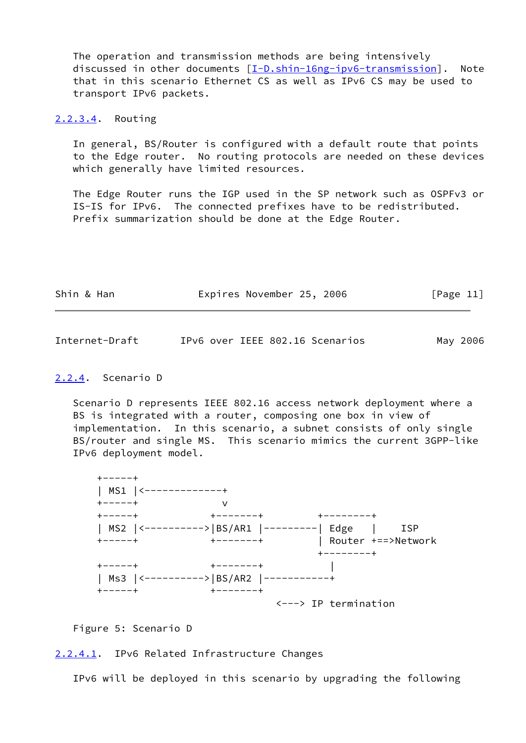The operation and transmission methods are being intensively discussed in other documents [I-D.shin-16ng-ipv6-transmission]. Note that in this scenario Ethernet CS as well as IPv6 CS may be used to transport IPv6 packets.

#### 2.2.3.4. Routing

In general, BS/Router is configured with a default route that points to the Edge router. No routing protocols are needed on these devices which generally have limited resources.

The Edge Router runs the IGP used in the SP network such as OSPFv3 or IS-IS for IPv6. The connected prefixes have to be redistributed. Prefix summarization should be done at the Edge Router.

### 2.2.4. Scenario D

Scenario D represents IEEE 802.16 access network deployment where a BS is integrated with a router, composing one box in view of implementation. In this scenario, a subnet consists of only single BS/router and single MS. This scenario mimics the current 3GPP-like IPv6 deployment model.

```
+-----+
| MS1 |<-------------+
+-----+              v
+-----+           +-------+         +--------+
| MS2 |<--------->|BS/AR1 |---------| Edge   |     ISP
+-----+           +-------+         | Router +==>Network
                                    +--------+
+-----+           +-------+            |
| Ms3 |<--------->|BS/AR2 |-----------+
+-----+           +-------+
                                <---> IP termination
```

Figure 5: Scenario D

#### 2.2.4.1. IPv6 Related Infrastructure Changes

IPv6 will be deployed in this scenario by upgrading the following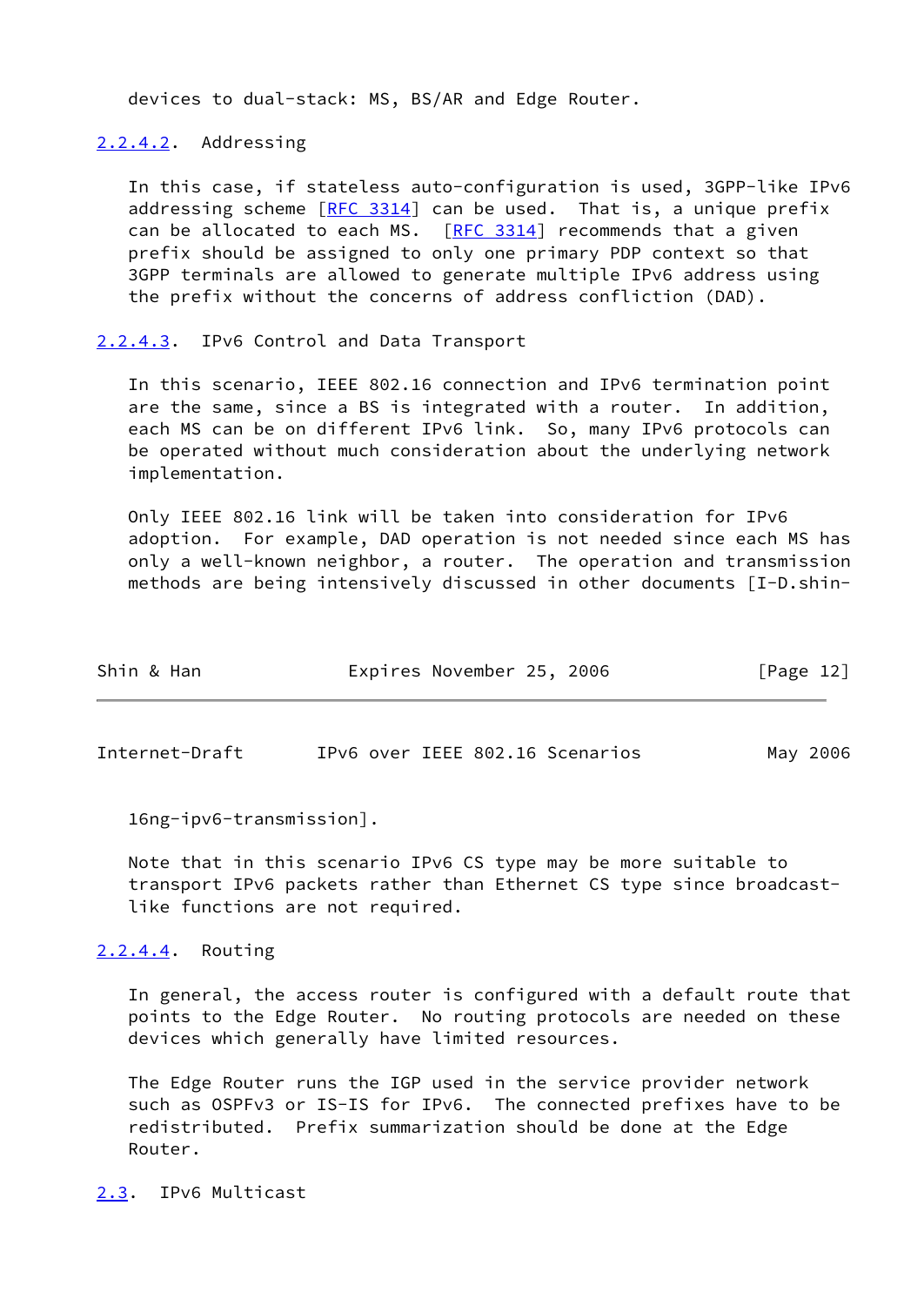devices to dual-stack: MS, BS/AR and Edge Router.

#### 2.2.4.2. Addressing

In this case, if stateless auto-configuration is used, 3GPP-like IPv6 addressing scheme [RFC 3314] can be used. That is, a unique prefix can be allocated to each MS. [RFC 3314] recommends that a given prefix should be assigned to only one primary PDP context so that 3GPP terminals are allowed to generate multiple IPv6 address using the prefix without the concerns of address confliction (DAD).

#### 2.2.4.3. IPv6 Control and Data Transport

In this scenario, IEEE 802.16 connection and IPv6 termination point are the same, since a BS is integrated with a router. In addition, each MS can be on different IPv6 link. So, many IPv6 protocols can be operated without much consideration about the underlying network implementation.

Only IEEE 802.16 link will be taken into consideration for IPv6 adoption. For example, DAD operation is not needed since each MS has only a well-known neighbor, a router. The operation and transmission methods are being intensively discussed in other documents [I-D.shin-16ng-ipv6-transmission].

Note that in this scenario IPv6 CS type may be more suitable to transport IPv6 packets rather than Ethernet CS type since broadcast-like functions are not required.

#### 2.2.4.4. Routing

In general, the access router is configured with a default route that points to the Edge Router. No routing protocols are needed on these devices which generally have limited resources.

The Edge Router runs the IGP used in the service provider network such as OSPFv3 or IS-IS for IPv6. The connected prefixes have to be redistributed. Prefix summarization should be done at the Edge Router.

### 2.3. IPv6 Multicast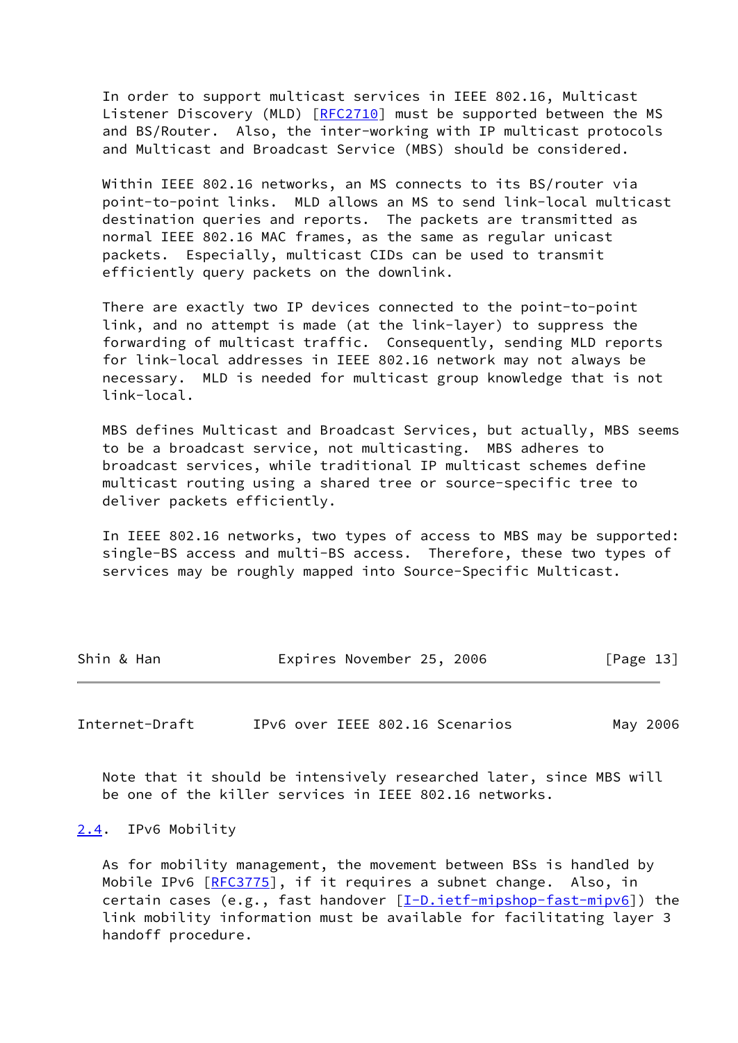In order to support multicast services in IEEE 802.16, Multicast Listener Discovery (MLD) [RFC2710] must be supported between the MS and BS/Router. Also, the inter-working with IP multicast protocols and Multicast and Broadcast Service (MBS) should be considered.

Within IEEE 802.16 networks, an MS connects to its BS/router via point-to-point links. MLD allows an MS to send link-local multicast destination queries and reports. The packets are transmitted as normal IEEE 802.16 MAC frames, as the same as regular unicast packets. Especially, multicast CIDs can be used to transmit efficiently query packets on the downlink.

There are exactly two IP devices connected to the point-to-point link, and no attempt is made (at the link-layer) to suppress the forwarding of multicast traffic. Consequently, sending MLD reports for link-local addresses in IEEE 802.16 network may not always be necessary. MLD is needed for multicast group knowledge that is not link-local.

MBS defines Multicast and Broadcast Services, but actually, MBS seems to be a broadcast service, not multicasting. MBS adheres to broadcast services, while traditional IP multicast schemes define multicast routing using a shared tree or source-specific tree to deliver packets efficiently.

In IEEE 802.16 networks, two types of access to MBS may be supported: single-BS access and multi-BS access. Therefore, these two types of services may be roughly mapped into Source-Specific Multicast.

Note that it should be intensively researched later, since MBS will be one of the killer services in IEEE 802.16 networks.

### 2.4. IPv6 Mobility

As for mobility management, the movement between BSs is handled by Mobile IPv6 [RFC3775], if it requires a subnet change. Also, in certain cases (e.g., fast handover [I-D.ietf-mipshop-fast-mipv6]) the link mobility information must be available for facilitating layer 3 handoff procedure.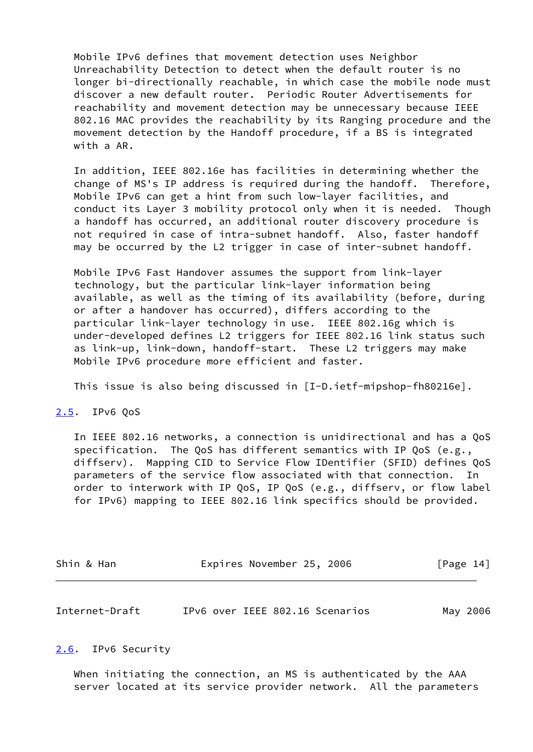Mobile IPv6 defines that movement detection uses Neighbor Unreachability Detection to detect when the default router is no longer bi-directionally reachable, in which case the mobile node must discover a new default router. Periodic Router Advertisements for reachability and movement detection may be unnecessary because IEEE 802.16 MAC provides the reachability by its Ranging procedure and the movement detection by the Handoff procedure, if a BS is integrated with a AR.

In addition, IEEE 802.16e has facilities in determining whether the change of MS's IP address is required during the handoff. Therefore, Mobile IPv6 can get a hint from such low-layer facilities, and conduct its Layer 3 mobility protocol only when it is needed. Though a handoff has occurred, an additional router discovery procedure is not required in case of intra-subnet handoff. Also, faster handoff may be occurred by the L2 trigger in case of inter-subnet handoff.

Mobile IPv6 Fast Handover assumes the support from link-layer technology, but the particular link-layer information being available, as well as the timing of its availability (before, during or after a handover has occurred), differs according to the particular link-layer technology in use. IEEE 802.16g which is under-developed defines L2 triggers for IEEE 802.16 link status such as link-up, link-down, handoff-start. These L2 triggers may make Mobile IPv6 procedure more efficient and faster.

This issue is also being discussed in [I-D.ietf-mipshop-fh80216e].

### 2.5. IPv6 QoS

In IEEE 802.16 networks, a connection is unidirectional and has a QoS specification. The QoS has different semantics with IP QoS (e.g., diffserv). Mapping CID to Service Flow IDentifier (SFID) defines QoS parameters of the service flow associated with that connection. In order to interwork with IP QoS, IP QoS (e.g., diffserv, or flow label for IPv6) mapping to IEEE 802.16 link specifics should be provided.

### 2.6. IPv6 Security

When initiating the connection, an MS is authenticated by the AAA server located at its service provider network. All the parameters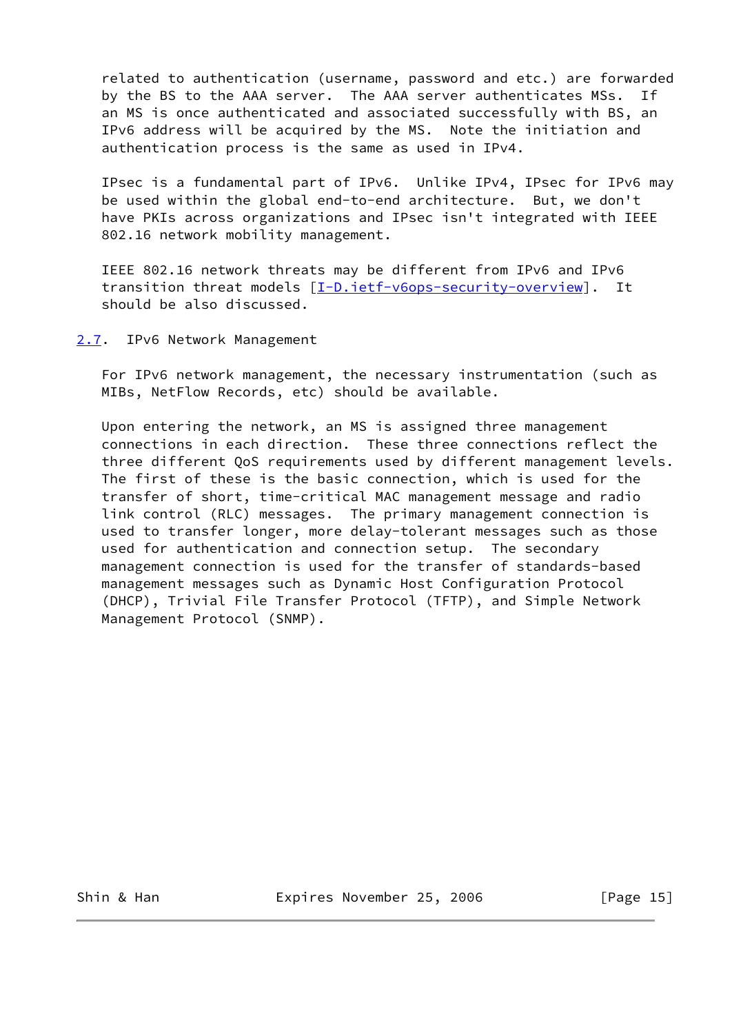related to authentication (username, password and etc.) are forwarded by the BS to the AAA server. The AAA server authenticates MSs. If an MS is once authenticated and associated successfully with BS, an IPv6 address will be acquired by the MS. Note the initiation and authentication process is the same as used in IPv4.

IPsec is a fundamental part of IPv6. Unlike IPv4, IPsec for IPv6 may be used within the global end-to-end architecture. But, we don't have PKIs across organizations and IPsec isn't integrated with IEEE 802.16 network mobility management.

IEEE 802.16 network threats may be different from IPv6 and IPv6 transition threat models [I-D.ietf-v6ops-security-overview]. It should be also discussed.

## 2.7. IPv6 Network Management

For IPv6 network management, the necessary instrumentation (such as MIBs, NetFlow Records, etc) should be available.

Upon entering the network, an MS is assigned three management connections in each direction. These three connections reflect the three different QoS requirements used by different management levels. The first of these is the basic connection, which is used for the transfer of short, time-critical MAC management message and radio link control (RLC) messages. The primary management connection is used to transfer longer, more delay-tolerant messages such as those used for authentication and connection setup. The secondary management connection is used for the transfer of standards-based management messages such as Dynamic Host Configuration Protocol (DHCP), Trivial File Transfer Protocol (TFTP), and Simple Network Management Protocol (SNMP).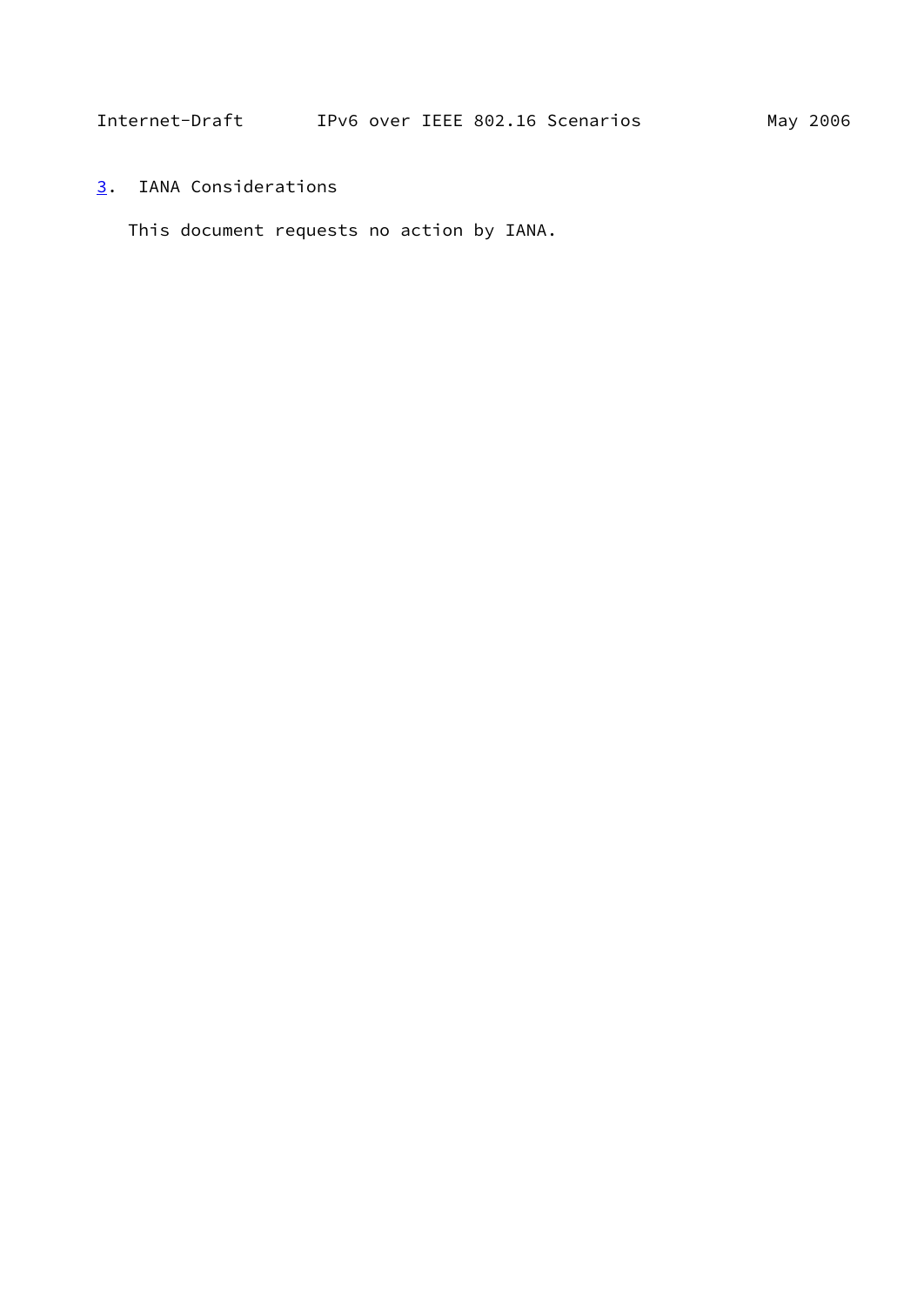## 3. IANA Considerations

This document requests no action by IANA.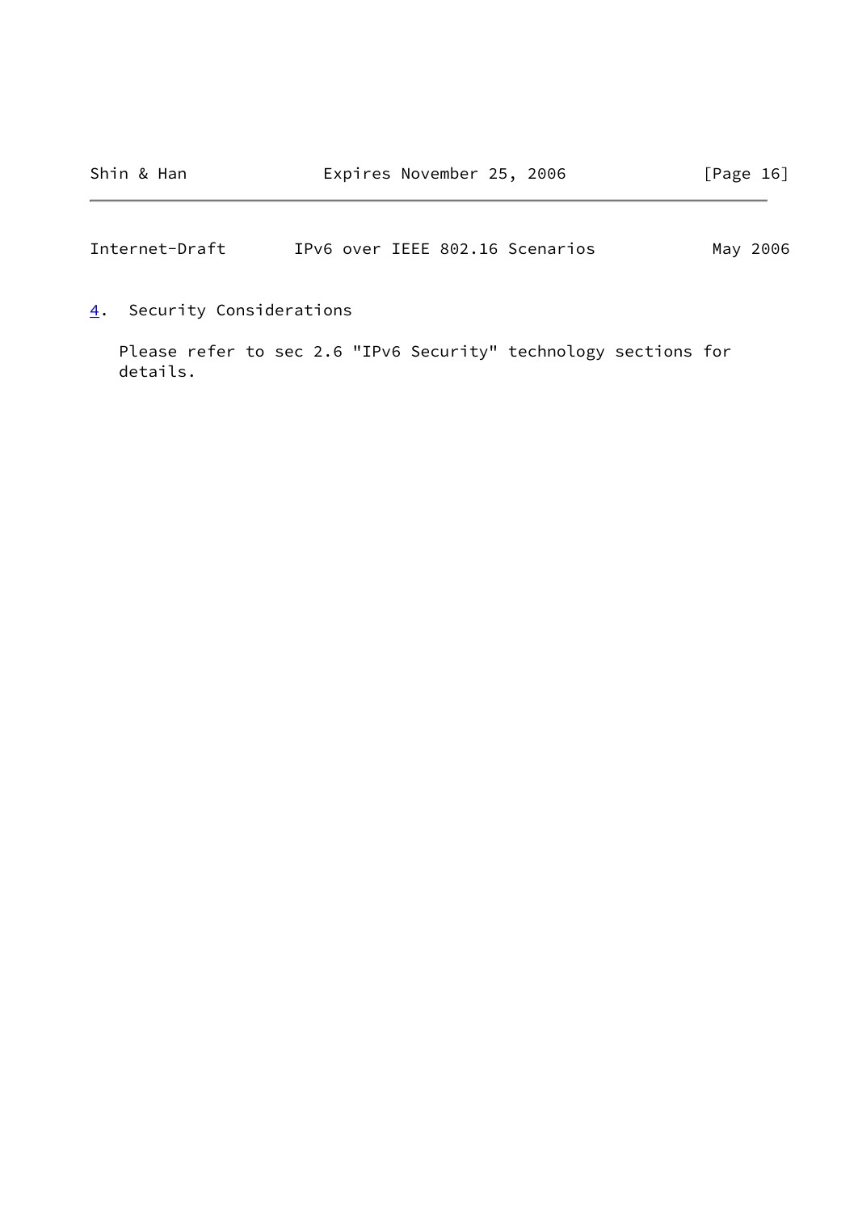# 4. Security Considerations

Please refer to sec 2.6 "IPv6 Security" technology sections for details.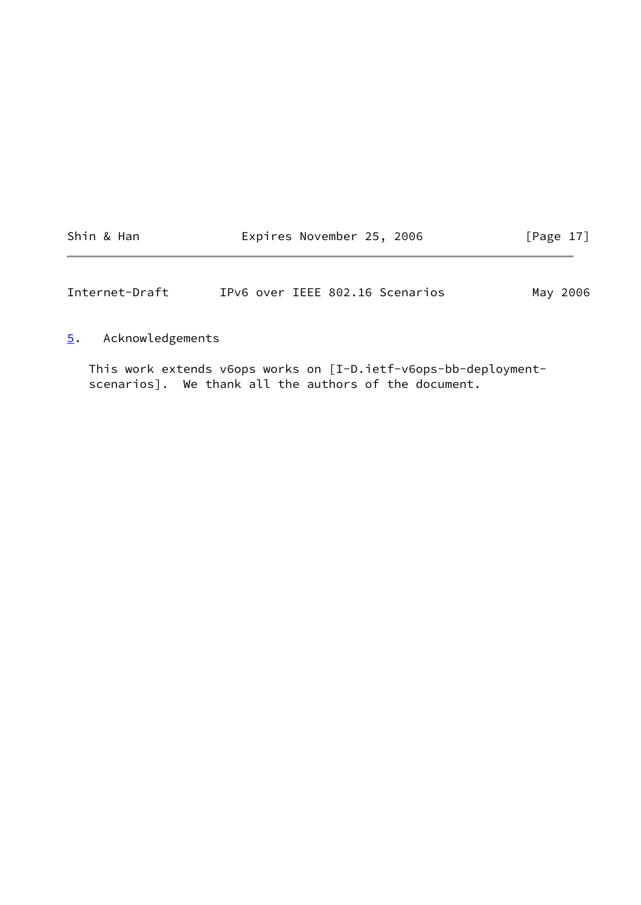## 5. Acknowledgements

This work extends v6ops works on [I-D.ietf-v6ops-bb-deployment-scenarios]. We thank all the authors of the document.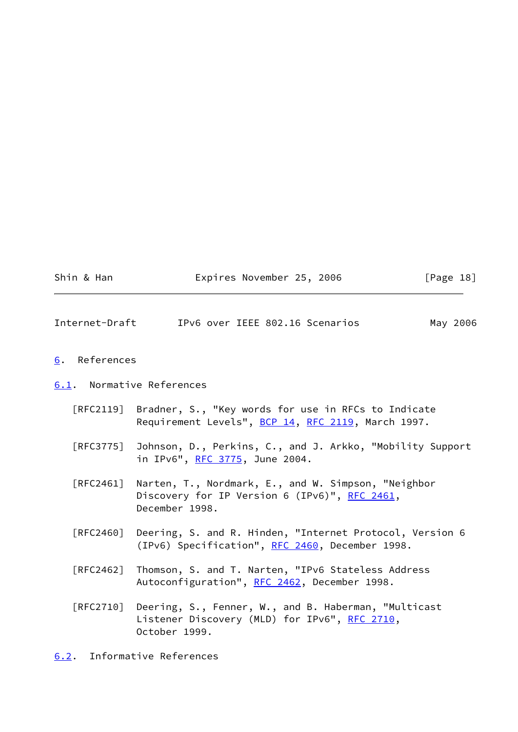## 6. References

### 6.1. Normative References

[RFC2119] Bradner, S., "Key words for use in RFCs to Indicate Requirement Levels", BCP 14, RFC 2119, March 1997.

[RFC3775] Johnson, D., Perkins, C., and J. Arkko, "Mobility Support in IPv6", RFC 3775, June 2004.

[RFC2461] Narten, T., Nordmark, E., and W. Simpson, "Neighbor Discovery for IP Version 6 (IPv6)", RFC 2461, December 1998.

[RFC2460] Deering, S. and R. Hinden, "Internet Protocol, Version 6 (IPv6) Specification", RFC 2460, December 1998.

[RFC2462] Thomson, S. and T. Narten, "IPv6 Stateless Address Autoconfiguration", RFC 2462, December 1998.

[RFC2710] Deering, S., Fenner, W., and B. Haberman, "Multicast Listener Discovery (MLD) for IPv6", RFC 2710, October 1999.

### 6.2. Informative References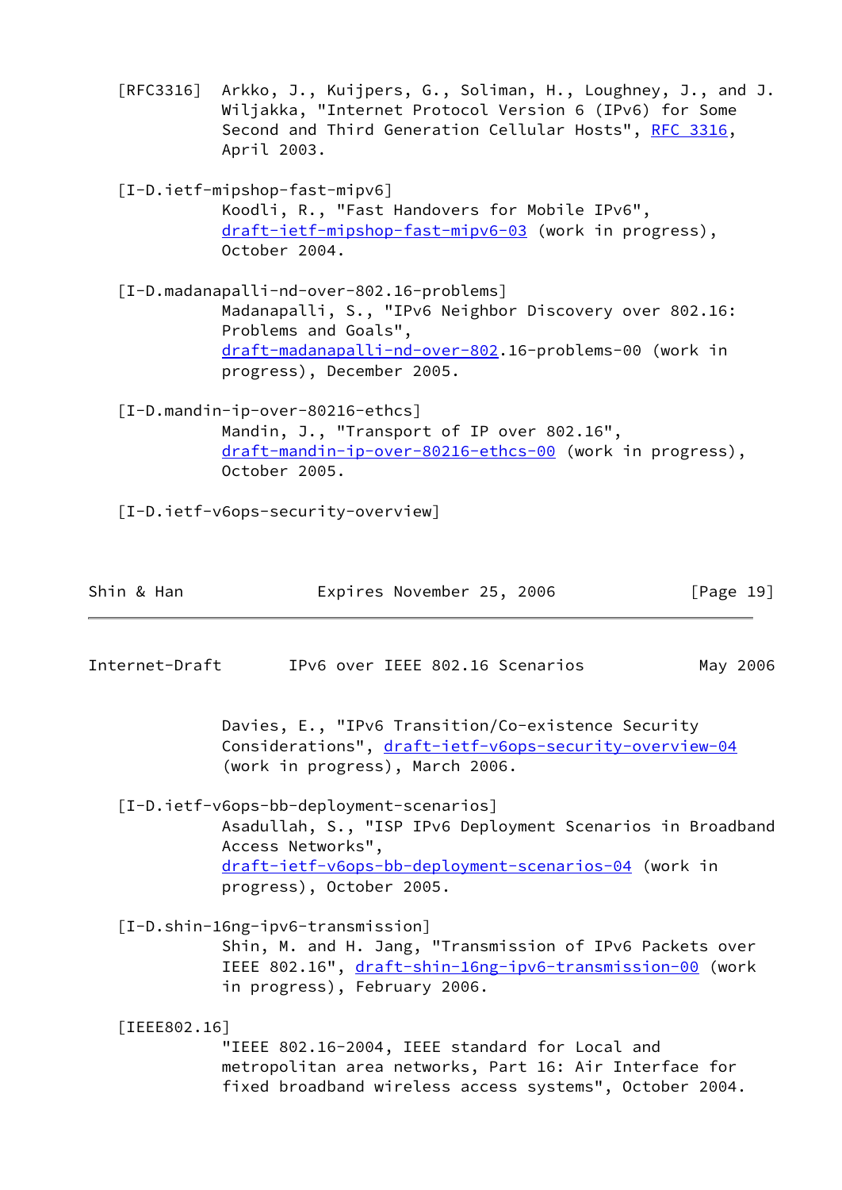[RFC3316] Arkko, J., Kuijpers, G., Soliman, H., Loughney, J., and J. Wiljakka, "Internet Protocol Version 6 (IPv6) for Some Second and Third Generation Cellular Hosts", RFC 3316, April 2003.

[I-D.ietf-mipshop-fast-mipv6]
Koodli, R., "Fast Handovers for Mobile IPv6", draft-ietf-mipshop-fast-mipv6-03 (work in progress), October 2004.

[I-D.madanapalli-nd-over-802.16-problems]
Madanapalli, S., "IPv6 Neighbor Discovery over 802.16: Problems and Goals", draft-madanapalli-nd-over-802.16-problems-00 (work in progress), December 2005.

[I-D.mandin-ip-over-80216-ethcs]
Mandin, J., "Transport of IP over 802.16", draft-mandin-ip-over-80216-ethcs-00 (work in progress), October 2005.

[I-D.ietf-v6ops-security-overview]
Davies, E., "IPv6 Transition/Co-existence Security Considerations", draft-ietf-v6ops-security-overview-04 (work in progress), March 2006.

[I-D.ietf-v6ops-bb-deployment-scenarios]
Asadullah, S., "ISP IPv6 Deployment Scenarios in Broadband Access Networks", draft-ietf-v6ops-bb-deployment-scenarios-04 (work in progress), October 2005.

[I-D.shin-16ng-ipv6-transmission]
Shin, M. and H. Jang, "Transmission of IPv6 Packets over IEEE 802.16", draft-shin-16ng-ipv6-transmission-00 (work in progress), February 2006.

[IEEE802.16]
"IEEE 802.16-2004, IEEE standard for Local and metropolitan area networks, Part 16: Air Interface for fixed broadband wireless access systems", October 2004.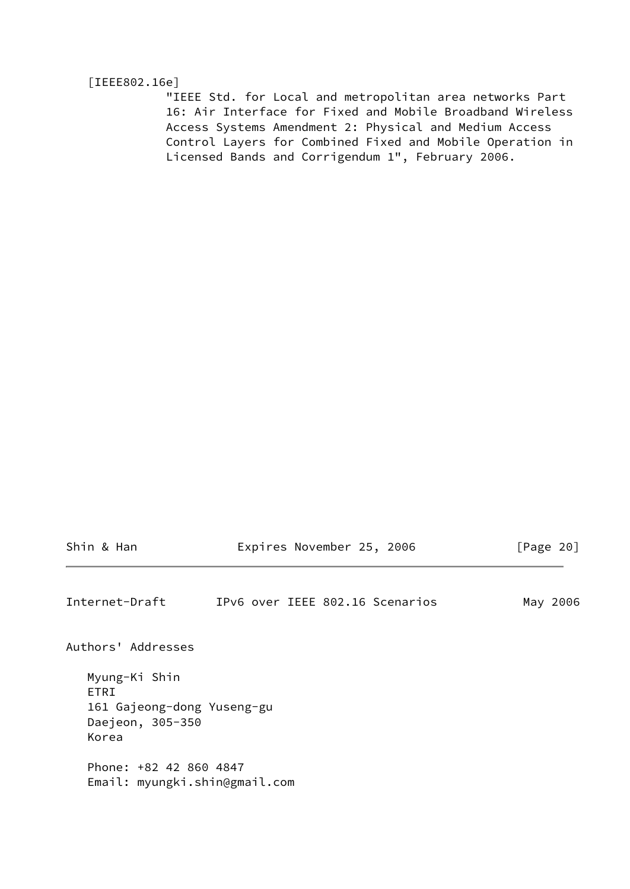[IEEE802.16e]
"IEEE Std. for Local and metropolitan area networks Part 16: Air Interface for Fixed and Mobile Broadband Wireless Access Systems Amendment 2: Physical and Medium Access Control Layers for Combined Fixed and Mobile Operation in Licensed Bands and Corrigendum 1", February 2006.

## Authors' Addresses

Myung-Ki Shin
ETRI
161 Gajeong-dong Yuseng-gu
Daejeon, 305-350
Korea

Phone: +82 42 860 4847
Email: myungki.shin@gmail.com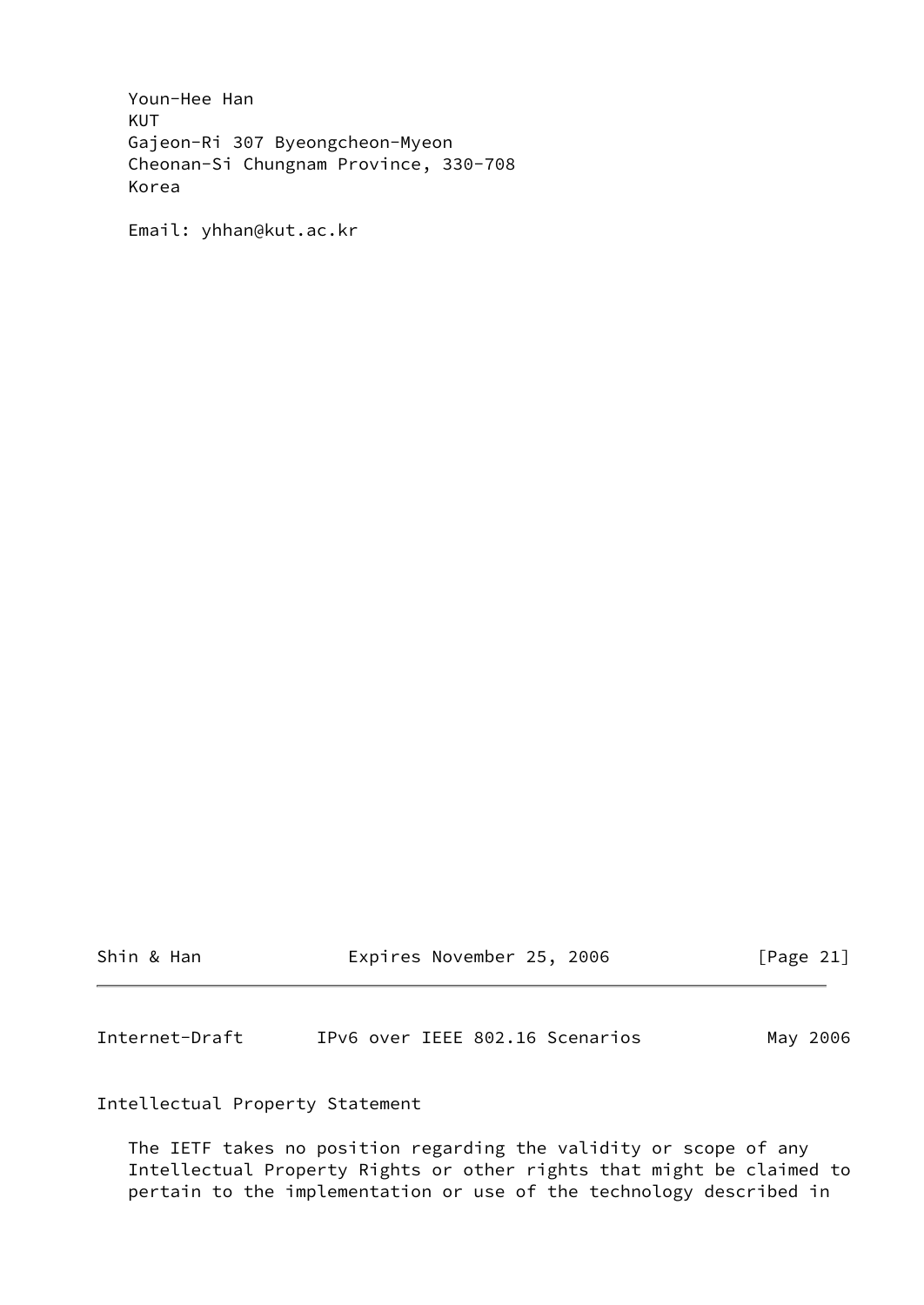Youn-Hee Han
KUT
Gajeon-Ri 307 Byeongcheon-Myeon
Cheonan-Si Chungnam Province, 330-708
Korea

Email: yhhan@kut.ac.kr

## Intellectual Property Statement

The IETF takes no position regarding the validity or scope of any Intellectual Property Rights or other rights that might be claimed to pertain to the implementation or use of the technology described in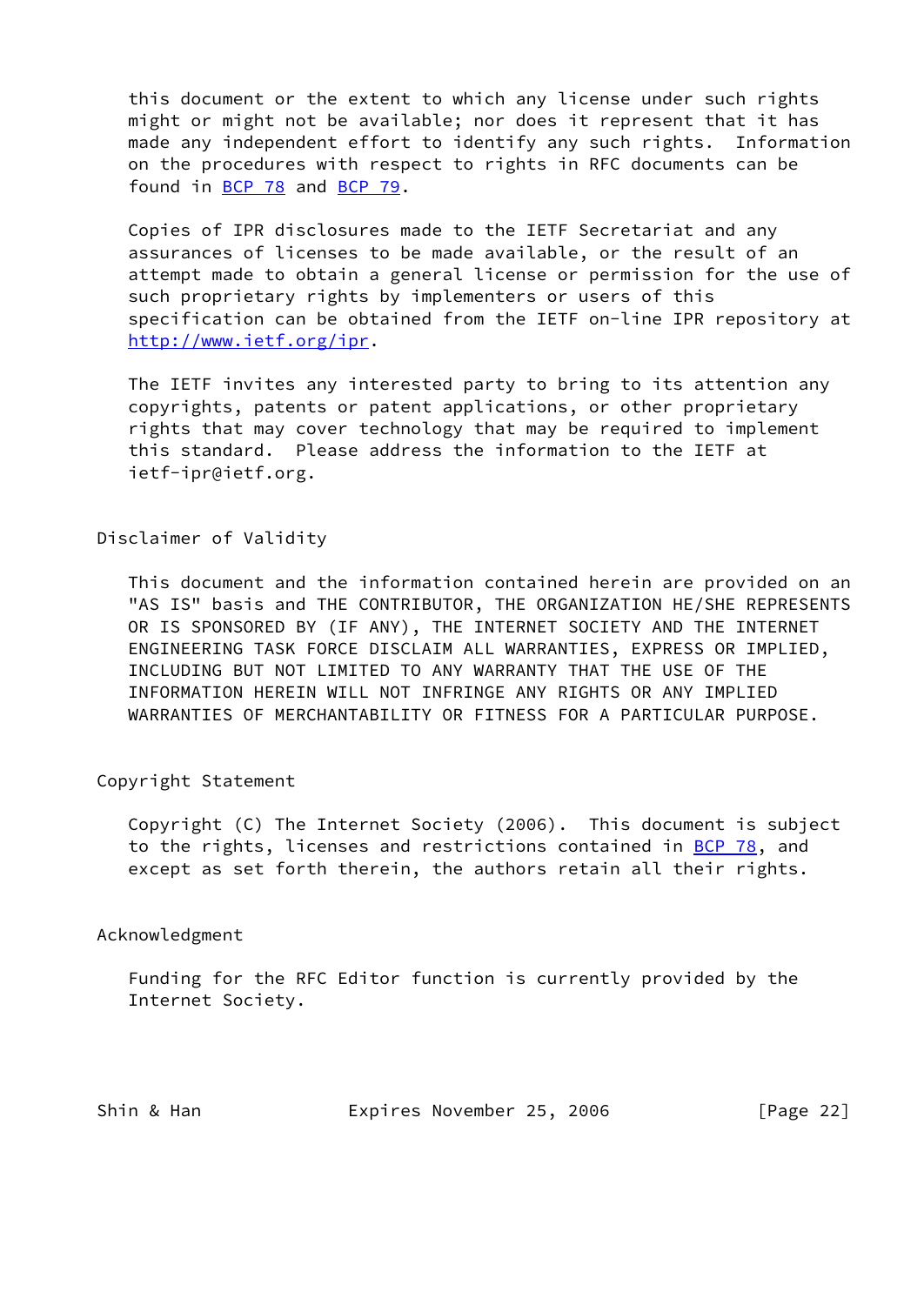this document or the extent to which any license under such rights might or might not be available; nor does it represent that it has made any independent effort to identify any such rights. Information on the procedures with respect to rights in RFC documents can be found in BCP 78 and BCP 79.

Copies of IPR disclosures made to the IETF Secretariat and any assurances of licenses to be made available, or the result of an attempt made to obtain a general license or permission for the use of such proprietary rights by implementers or users of this specification can be obtained from the IETF on-line IPR repository at http://www.ietf.org/ipr.

The IETF invites any interested party to bring to its attention any copyrights, patents or patent applications, or other proprietary rights that may cover technology that may be required to implement this standard. Please address the information to the IETF at ietf-ipr@ietf.org.

## Disclaimer of Validity

This document and the information contained herein are provided on an "AS IS" basis and THE CONTRIBUTOR, THE ORGANIZATION HE/SHE REPRESENTS OR IS SPONSORED BY (IF ANY), THE INTERNET SOCIETY AND THE INTERNET ENGINEERING TASK FORCE DISCLAIM ALL WARRANTIES, EXPRESS OR IMPLIED, INCLUDING BUT NOT LIMITED TO ANY WARRANTY THAT THE USE OF THE INFORMATION HEREIN WILL NOT INFRINGE ANY RIGHTS OR ANY IMPLIED WARRANTIES OF MERCHANTABILITY OR FITNESS FOR A PARTICULAR PURPOSE.

## Copyright Statement

Copyright (C) The Internet Society (2006). This document is subject to the rights, licenses and restrictions contained in BCP 78, and except as set forth therein, the authors retain all their rights.

## Acknowledgment

Funding for the RFC Editor function is currently provided by the Internet Society.